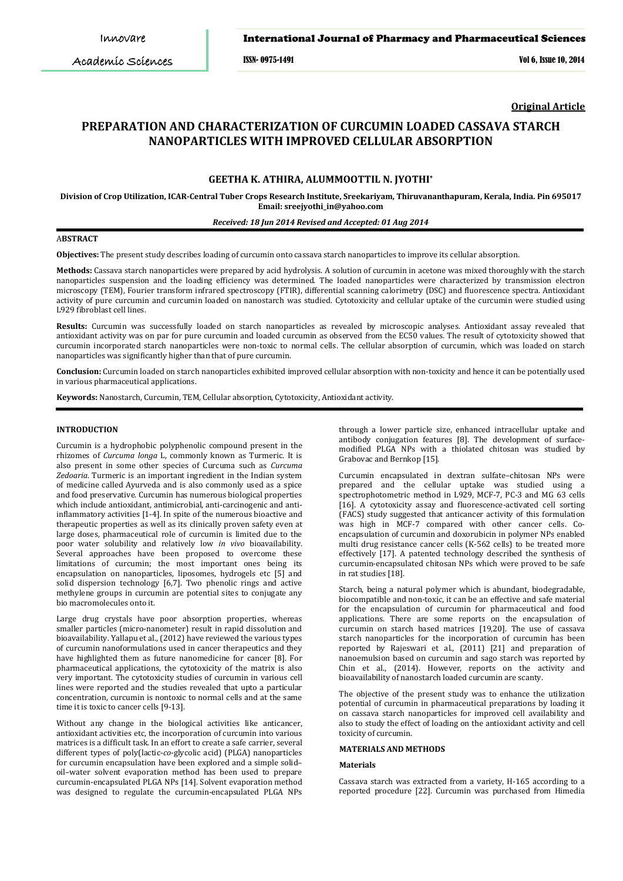**Original Article**

# PREPARATION AND CHARACTERIZATION OF CURCUMIN LOADED CASSAVA STARCH NANOPARTICLES WITH IMPROVED CELLULAR ABSORPTION

**GEETHA K. ATHIRA, ALUMMOOTTIL N. JYOTHI***

**Division of Crop Utilization, ICAR-Central Tuber Crops Research Institute, Sreekariyam, Thiruvananthapuram, Kerala, India. Pin 695017**
**Email: sreejyothi_in@yahoo.com**

*Received: 18 Jun 2014 Revised and Accepted: 01 Aug 2014*

## ABSTRACT

**Objectives:** The present study describes loading of curcumin onto cassava starch nanoparticles to improve its cellular absorption.

**Methods:** Cassava starch nanoparticles were prepared by acid hydrolysis. A solution of curcumin in acetone was mixed thoroughly with the starch nanoparticles suspension and the loading efficiency was determined. The loaded nanoparticles were characterized by transmission electron microscopy (TEM), Fourier transform infrared spectroscopy (FTIR), differential scanning calorimetry (DSC) and fluorescence spectra. Antioxidant activity of pure curcumin and curcumin loaded on nanostarch was studied. Cytotoxicity and cellular uptake of the curcumin were studied using L929 fibroblast cell lines.

**Results:** Curcumin was successfully loaded on starch nanoparticles as revealed by microscopic analyses. Antioxidant assay revealed that antioxidant activity was on par for pure curcumin and loaded curcumin as observed from the EC50 values. The result of cytotoxicity showed that curcumin incorporated starch nanoparticles were non-toxic to normal cells. The cellular absorption of curcumin, which was loaded on starch nanoparticles was significantly higher than that of pure curcumin.

**Conclusion:** Curcumin loaded on starch nanoparticles exhibited improved cellular absorption with non-toxicity and hence it can be potentially used in various pharmaceutical applications.

**Keywords:** Nanostarch, Curcumin, TEM, Cellular absorption, Cytotoxicity, Antioxidant activity.

## INTRODUCTION

Curcumin is a hydrophobic polyphenolic compound present in the rhizomes of *Curcuma longa* L., commonly known as Turmeric. It is also present in some other species of Curcuma such as *Curcuma Zedoaria*. Turmeric is an important ingredient in the Indian system of medicine called Ayurveda and is also commonly used as a spice and food preservative. Curcumin has numerous biological properties which include antioxidant, antimicrobial, anti-carcinogenic and anti-inflammatory activities [1-4]. In spite of the numerous bioactive and therapeutic properties as well as its clinically proven safety even at large doses, pharmaceutical role of curcumin is limited due to the poor water solubility and relatively low *in vivo* bioavailability. Several approaches have been proposed to overcome these limitations of curcumin; the most important ones being its encapsulation on nanoparticles, liposomes, hydrogels etc [5] and solid dispersion technology [6,7]. Two phenolic rings and active methylene groups in curcumin are potential sites to conjugate any bio macromolecules onto it.

Large drug crystals have poor absorption properties, whereas smaller particles (micro-nanometer) result in rapid dissolution and bioavailability. Yallapu et al., (2012) have reviewed the various types of curcumin nanoformulations used in cancer therapeutics and they have highlighted them as future nanomedicine for cancer [8]. For pharmaceutical applications, the cytotoxicity of the matrix is also very important. The cytotoxicity studies of curcumin in various cell lines were reported and the studies revealed that upto a particular concentration, curcumin is nontoxic to normal cells and at the same time it is toxic to cancer cells [9-13].

Without any change in the biological activities like anticancer, antioxidant activities etc, the incorporation of curcumin into various matrices is a difficult task. In an effort to create a safe carrier, several different types of poly(lactic-*co*-glycolic acid) (PLGA) nanoparticles for curcumin encapsulation have been explored and a simple solid–oil–water solvent evaporation method has been used to prepare curcumin-encapsulated PLGA NPs [14]. Solvent evaporation method was designed to regulate the curcumin-encapsulated PLGA NPs through a lower particle size, enhanced intracellular uptake and antibody conjugation features [8]. The development of surface-modified PLGA NPs with a thiolated chitosan was studied by Grabovac and Bernkop [15].

Curcumin encapsulated in dextran sulfate–chitosan NPs were prepared and the cellular uptake was studied using a spectrophotometric method in L929, MCF-7, PC-3 and MG 63 cells [16]. A cytotoxicity assay and fluorescence-activated cell sorting (FACS) study suggested that anticancer activity of this formulation was high in MCF-7 compared with other cancer cells. Co-encapsulation of curcumin and doxorubicin in polymer NPs enabled multi drug resistance cancer cells (K-562 cells) to be treated more effectively [17]. A patented technology described the synthesis of curcumin-encapsulated chitosan NPs which were proved to be safe in rat studies [18].

Starch, being a natural polymer which is abundant, biodegradable, biocompatible and non-toxic, it can be an effective and safe material for the encapsulation of curcumin for pharmaceutical and food applications. There are some reports on the encapsulation of curcumin on starch based matrices [19,20]. The use of cassava starch nanoparticles for the incorporation of curcumin has been reported by Rajeswari et al., (2011) [21] and preparation of nanoemulsion based on curcumin and sago starch was reported by Chin et al., (2014). However, reports on the activity and bioavailability of nanostarch loaded curcumin are scanty.

The objective of the present study was to enhance the utilization potential of curcumin in pharmaceutical preparations by loading it on cassava starch nanoparticles for improved cell availability and also to study the effect of loading on the antioxidant activity and cell toxicity of curcumin.

## MATERIALS AND METHODS

### Materials

Cassava starch was extracted from a variety, H-165 according to a reported procedure [22]. Curcumin was purchased from Himedia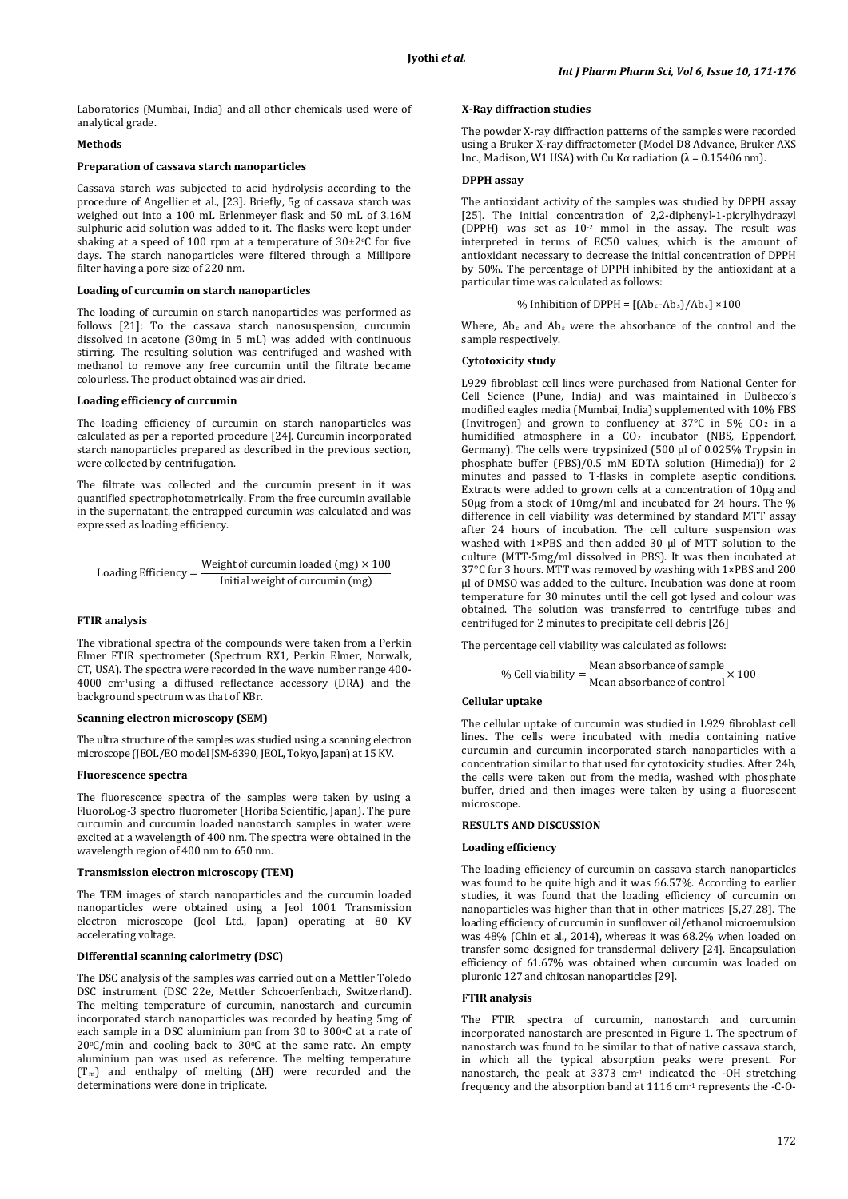Laboratories (Mumbai, India) and all other chemicals used were of analytical grade.

### Methods

#### Preparation of cassava starch nanoparticles

Cassava starch was subjected to acid hydrolysis according to the procedure of Angellier et al., [23]. Briefly, 5g of cassava starch was weighed out into a 100 mL Erlenmeyer flask and 50 mL of 3.16M sulphuric acid solution was added to it. The flasks were kept under shaking at a speed of 100 rpm at a temperature of 30±2°C for five days. The starch nanoparticles were filtered through a Millipore filter having a pore size of 220 nm.

#### Loading of curcumin on starch nanoparticles

The loading of curcumin on starch nanoparticles was performed as follows [21]: To the cassava starch nanosuspension, curcumin dissolved in acetone (30mg in 5 mL) was added with continuous stirring. The resulting solution was centrifuged and washed with methanol to remove any free curcumin until the filtrate became colourless. The product obtained was air dried.

#### Loading efficiency of curcumin

The loading efficiency of curcumin on starch nanoparticles was calculated as per a reported procedure [24]. Curcumin incorporated starch nanoparticles prepared as described in the previous section, were collected by centrifugation.

The filtrate was collected and the curcumin present in it was quantified spectrophotometrically. From the free curcumin available in the supernatant, the entrapped curcumin was calculated and was expressed as loading efficiency.

$$\text{Loading Efficiency} = \frac{\text{Weight of curcumin loaded (mg)} \times 100}{\text{Initial weight of curcumin (mg)}}$$

#### FTIR analysis

The vibrational spectra of the compounds were taken from a Perkin Elmer FTIR spectrometer (Spectrum RX1, Perkin Elmer, Norwalk, CT, USA). The spectra were recorded in the wave number range 400-4000 $cm^{-1}$using a diffused reflectance accessory (DRA) and the background spectrum was that of KBr.

#### Scanning electron microscopy (SEM)

The ultra structure of the samples was studied using a scanning electron microscope (JEOL/EO model JSM-6390, JEOL, Tokyo, Japan) at 15 KV.

#### Fluorescence spectra

The fluorescence spectra of the samples were taken by using a FluoroLog-3 spectro fluorometer (Horiba Scientific, Japan). The pure curcumin and curcumin loaded nanostarch samples in water were excited at a wavelength of 400 nm. The spectra were obtained in the wavelength region of 400 nm to 650 nm.

#### Transmission electron microscopy (TEM)

The TEM images of starch nanoparticles and the curcumin loaded nanoparticles were obtained using a Jeol 1001 Transmission electron microscope (Jeol Ltd., Japan) operating at 80 KV accelerating voltage.

#### Differential scanning calorimetry (DSC)

The DSC analysis of the samples was carried out on a Mettler Toledo DSC instrument (DSC 22e, Mettler Schcoerfenbach, Switzerland). The melting temperature of curcumin, nanostarch and curcumin incorporated starch nanoparticles was recorded by heating 5mg of each sample in a DSC aluminium pan from 30 to 300°C at a rate of 20°C/min and cooling back to 30°C at the same rate. An empty aluminium pan was used as reference. The melting temperature ($T_m$) and enthalpy of melting ($\Delta H$) were recorded and the determinations were done in triplicate.

#### X-Ray diffraction studies

The powder X-ray diffraction patterns of the samples were recorded using a Bruker X-ray diffractometer (Model D8 Advance, Bruker AXS Inc., Madison, W1 USA) with Cu Kα radiation (λ = 0.15406 nm).

#### DPPH assay

The antioxidant activity of the samples was studied by DPPH assay [25]. The initial concentration of 2,2-diphenyl-1-picrylhydrazyl (DPPH) was set as $10^{-2}$ mmol in the assay. The result was interpreted in terms of EC50 values, which is the amount of antioxidant necessary to decrease the initial concentration of DPPH by 50%. The percentage of DPPH inhibited by the antioxidant at a particular time was calculated as follows:

$$\% \text{ Inhibition of DPPH} = [(Ab_c - Ab_s)/Ab_c] \times 100$$

Where, $Ab_c$ and $Ab_s$ were the absorbance of the control and the sample respectively.

#### Cytotoxicity study

L929 fibroblast cell lines were purchased from National Center for Cell Science (Pune, India) and was maintained in Dulbecco's modified eagles media (Mumbai, India) supplemented with 10% FBS (Invitrogen) and grown to confluency at 37°C in 5% $CO_2$ in a humidified atmosphere in a $CO_2$ incubator (NBS, Eppendorf, Germany). The cells were trypsinized (500 µl of 0.025% Trypsin in phosphate buffer (PBS)/0.5 mM EDTA solution (Himedia)) for 2 minutes and passed to T-flasks in complete aseptic conditions. Extracts were added to grown cells at a concentration of 10µg and 50µg from a stock of 10mg/ml and incubated for 24 hours. The % difference in cell viability was determined by standard MTT assay after 24 hours of incubation. The cell culture suspension was washed with 1×PBS and then added 30 µl of MTT solution to the culture (MTT-5mg/ml dissolved in PBS). It was then incubated at 37°C for 3 hours. MTT was removed by washing with 1×PBS and 200 µl of DMSO was added to the culture. Incubation was done at room temperature for 30 minutes until the cell got lysed and colour was obtained. The solution was transferred to centrifuge tubes and centrifuged for 2 minutes to precipitate cell debris [26]

The percentage cell viability was calculated as follows:

$$\% \text{ Cell viability} = \frac{\text{Mean absorbance of sample}}{\text{Mean absorbance of control}} \times 100$$

#### Cellular uptake

The cellular uptake of curcumin was studied in L929 fibroblast cell lines**.** The cells were incubated with media containing native curcumin and curcumin incorporated starch nanoparticles with a concentration similar to that used for cytotoxicity studies. After 24h, the cells were taken out from the media, washed with phosphate buffer, dried and then images were taken by using a fluorescent microscope.

### RESULTS AND DISCUSSION

#### Loading efficiency

The loading efficiency of curcumin on cassava starch nanoparticles was found to be quite high and it was 66.57%. According to earlier studies, it was found that the loading efficiency of curcumin on nanoparticles was higher than that in other matrices [5,27,28]. The loading efficiency of curcumin in sunflower oil/ethanol microemulsion was 48% (Chin et al., 2014), whereas it was 68.2% when loaded on transfer some designed for transdermal delivery [24]. Encapsulation efficiency of 61.67% was obtained when curcumin was loaded on pluronic 127 and chitosan nanoparticles [29].

#### FTIR analysis

The FTIR spectra of curcumin, nanostarch and curcumin incorporated nanostarch are presented in Figure 1. The spectrum of nanostarch was found to be similar to that of native cassava starch, in which all the typical absorption peaks were present. For nanostarch, the peak at 3373 $cm^{-1}$ indicated the -OH stretching frequency and the absorption band at 1116 $cm^{-1}$ represents the -C-O-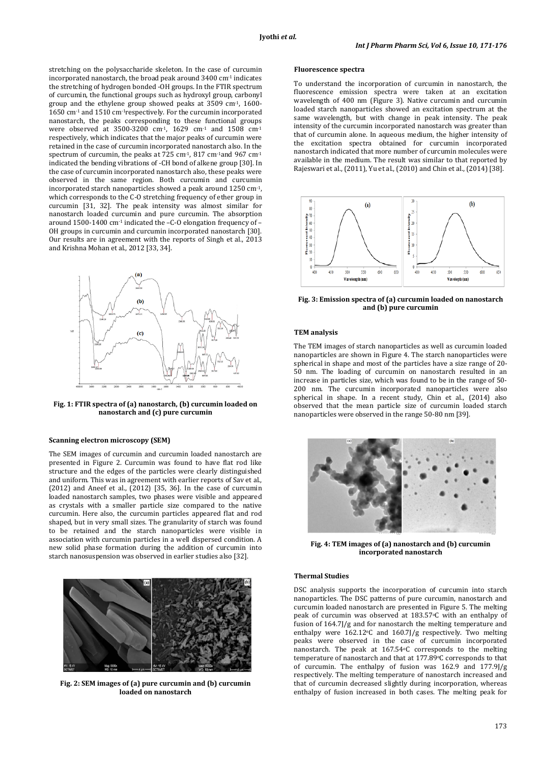stretching on the polysaccharide skeleton. In the case of curcumin incorporated nanostarch, the broad peak around 3400 cm$^{-1}$ indicates the stretching of hydrogen bonded -OH groups. In the FTIR spectrum of curcumin, the functional groups such as hydroxyl group, carbonyl group and the ethylene group showed peaks at 3509 cm$^{-1}$, 1600-1650 cm$^{-1}$ and 1510 cm$^{-1}$respectively. For the curcumin incorporated nanostarch, the peaks corresponding to these functional groups were observed at 3500-3200 cm$^{-1}$, 1629 cm$^{-1}$ and 1508 cm$^{-1}$ respectively, which indicates that the major peaks of curcumin were retained in the case of curcumin incorporated nanostarch also. In the spectrum of curcumin, the peaks at 725 cm$^{-1}$, 817 cm$^{-1}$and 967 cm$^{-1}$ indicated the bending vibrations of -CH bond of alkene group [30]. In the case of curcumin incorporated nanostarch also, these peaks were observed in the same region. Both curcumin and curcumin incorporated starch nanoparticles showed a peak around 1250 cm$^{-1}$, which corresponds to the C-O stretching frequency of ether group in curcumin [31, 32]. The peak intensity was almost similar for nanostarch loaded curcumin and pure curcumin. The absorption around 1500-1400 cm$^{-1}$ indicated the –C-O elongation frequency of –OH groups in curcumin and curcumin incorporated nanostarch [30]. Our results are in agreement with the reports of Singh et al., 2013 and Krishna Mohan et al., 2012 [33, 34].

**Fig. 1: FTIR spectra of (a) nanostarch, (b) curcumin loaded on nanostarch and (c) pure curcumin**

### Scanning electron microscopy (SEM)

The SEM images of curcumin and curcumin loaded nanostarch are presented in Figure 2. Curcumin was found to have flat rod like structure and the edges of the particles were clearly distinguished and uniform. This was in agreement with earlier reports of Sav et al., (2012) and Aneef et al., (2012) [35, 36]. In the case of curcumin loaded nanostarch samples, two phases were visible and appeared as crystals with a smaller particle size compared to the native curcumin. Here also, the curcumin particles appeared flat and rod shaped, but in very small sizes. The granularity of starch was found to be retained and the starch nanoparticles were visible in association with curcumin particles in a well dispersed condition. A new solid phase formation during the addition of curcumin into starch nanosuspension was observed in earlier studies also [32].

**Fig. 2: SEM images of (a) pure curcumin and (b) curcumin loaded on nanostarch**

### Fluorescence spectra

To understand the incorporation of curcumin in nanostarch, the fluorescence emission spectra were taken at an excitation wavelength of 400 nm (Figure 3). Native curcumin and curcumin loaded starch nanoparticles showed an excitation spectrum at the same wavelength, but with change in peak intensity. The peak intensity of the curcumin incorporated nanostarch was greater than that of curcumin alone. In aqueous medium, the higher intensity of the excitation spectra obtained for curcumin incorporated nanostarch indicated that more number of curcumin molecules were available in the medium. The result was similar to that reported by Rajeswari et al., (2011), Yu et al., (2010) and Chin et al., (2014) [38].

**Fig. 3: Emission spectra of (a) curcumin loaded on nanostarch and (b) pure curcumin**

### TEM analysis

The TEM images of starch nanoparticles as well as curcumin loaded nanoparticles are shown in Figure 4. The starch nanoparticles were spherical in shape and most of the particles have a size range of 20-50 nm. The loading of curcumin on nanostarch resulted in an increase in particles size, which was found to be in the range of 50-200 nm. The curcumin incorporated nanoparticles were also spherical in shape. In a recent study, Chin et al., (2014) also observed that the mean particle size of curcumin loaded starch nanoparticles were observed in the range 50-80 nm [39].

**Fig. 4: TEM images of (a) nanostarch and (b) curcumin incorporated nanostarch**

### Thermal Studies

DSC analysis supports the incorporation of curcumin into starch nanoparticles. The DSC patterns of pure curcumin, nanostarch and curcumin loaded nanostarch are presented in Figure 5. The melting peak of curcumin was observed at 183.57°C with an enthalpy of fusion of 164.7J/g and for nanostarch the melting temperature and enthalpy were 162.12°C and 160.7J/g respectively. Two melting peaks were observed in the case of curcumin incorporated nanostarch. The peak at 167.54°C corresponds to the melting temperature of nanostarch and that at 177.89°C corresponds to that of curcumin. The enthalpy of fusion was 162.9 and 177.9J/g respectively. The melting temperature of nanostarch increased and that of curcumin decreased slightly during incorporation, whereas enthalpy of fusion increased in both cases. The melting peak for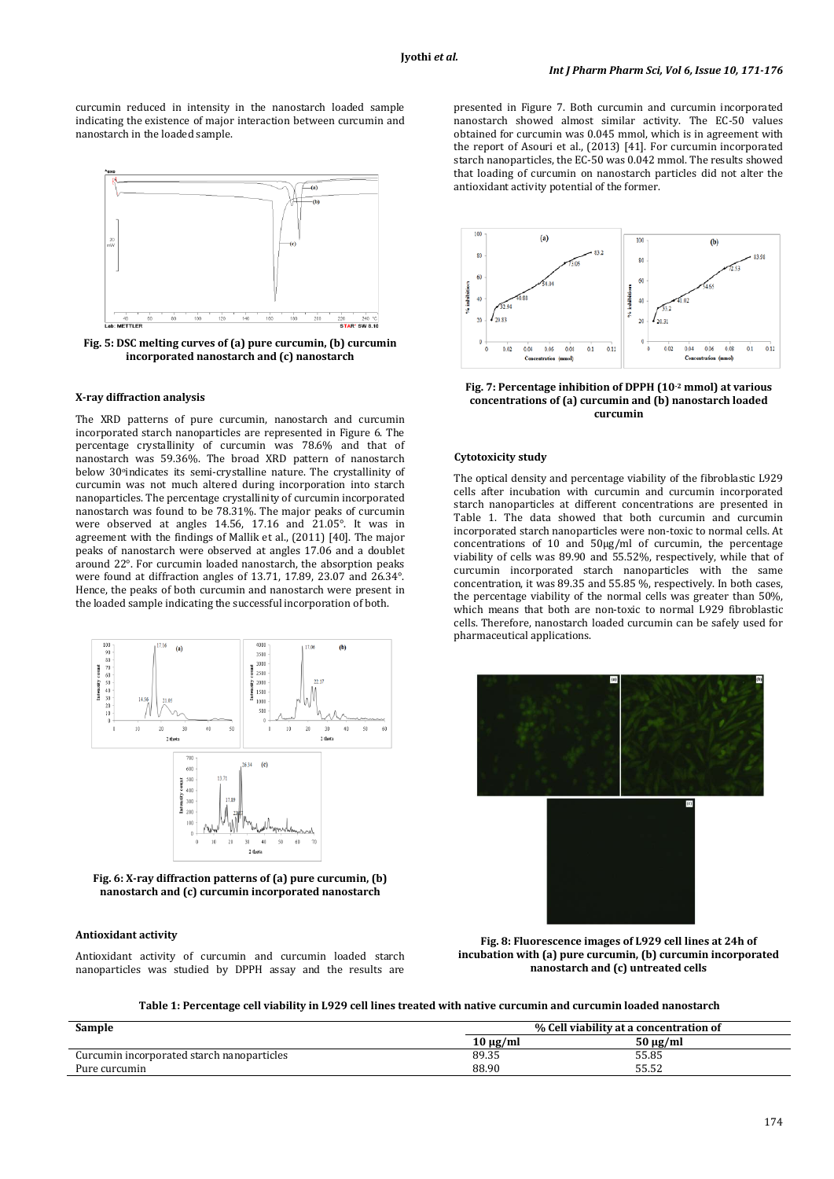curcumin reduced in intensity in the nanostarch loaded sample indicating the existence of major interaction between curcumin and nanostarch in the loaded sample.

Fig. 5: DSC melting curves of (a) pure curcumin, (b) curcumin incorporated nanostarch and (c) nanostarch

### X-ray diffraction analysis

The XRD patterns of pure curcumin, nanostarch and curcumin incorporated starch nanoparticles are represented in Figure 6. The percentage crystallinity of curcumin was 78.6% and that of nanostarch was 59.36%. The broad XRD pattern of nanostarch below 30°indicates its semi-crystalline nature. The crystallinity of curcumin was not much altered during incorporation into starch nanoparticles. The percentage crystallinity of curcumin incorporated nanostarch was found to be 78.31%. The major peaks of curcumin were observed at angles 14.56, 17.16 and 21.05°. It was in agreement with the findings of Mallik et al., (2011) [40]. The major peaks of nanostarch were observed at angles 17.06 and a doublet around 22°. For curcumin loaded nanostarch, the absorption peaks were found at diffraction angles of 13.71, 17.89, 23.07 and 26.34°. Hence, the peaks of both curcumin and nanostarch were present in the loaded sample indicating the successful incorporation of both.

Fig. 6: X-ray diffraction patterns of (a) pure curcumin, (b) nanostarch and (c) curcumin incorporated nanostarch

### Antioxidant activity

Antioxidant activity of curcumin and curcumin loaded starch nanoparticles was studied by DPPH assay and the results are presented in Figure 7. Both curcumin and curcumin incorporated nanostarch showed almost similar activity. The EC-50 values obtained for curcumin was 0.045 mmol, which is in agreement with the report of Asouri et al., (2013) [41]. For curcumin incorporated starch nanoparticles, the EC-50 was 0.042 mmol. The results showed that loading of curcumin on nanostarch particles did not alter the antioxidant activity potential of the former.

Fig. 7: Percentage inhibition of DPPH ($10^{-2}$ mmol) at various concentrations of (a) curcumin and (b) nanostarch loaded curcumin

### Cytotoxicity study

The optical density and percentage viability of the fibroblastic L929 cells after incubation with curcumin and curcumin incorporated starch nanoparticles at different concentrations are presented in Table 1. The data showed that both curcumin and curcumin incorporated starch nanoparticles were non-toxic to normal cells. At concentrations of 10 and 50μg/ml of curcumin, the percentage viability of cells was 89.90 and 55.52%, respectively, while that of curcumin incorporated starch nanoparticles with the same concentration, it was 89.35 and 55.85 %, respectively. In both cases, the percentage viability of the normal cells was greater than 50%, which means that both are non-toxic to normal L929 fibroblastic cells. Therefore, nanostarch loaded curcumin can be safely used for pharmaceutical applications.

Fig. 8: Fluorescence images of L929 cell lines at 24h of incubation with (a) pure curcumin, (b) curcumin incorporated nanostarch and (c) untreated cells

**Table 1: Percentage cell viability in L929 cell lines treated with native curcumin and curcumin loaded nanostarch**

| Sample | % Cell viability at a concentration of | |
|---|---|---|
| | 10 μg/ml | 50 μg/ml |
| Curcumin incorporated starch nanoparticles | 89.35 | 55.85 |
| Pure curcumin | 88.90 | 55.52 |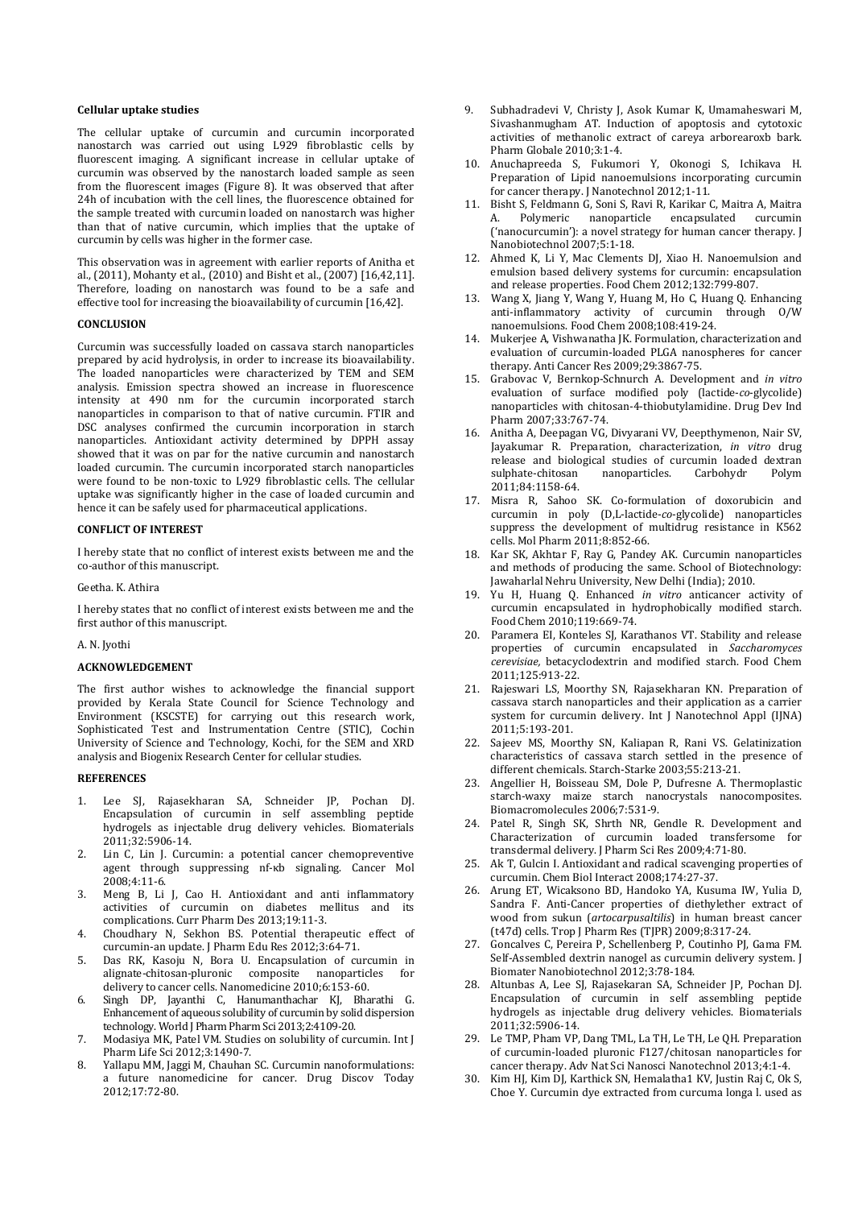**Cellular uptake studies**

The cellular uptake of curcumin and curcumin incorporated nanostarch was carried out using L929 fibroblastic cells by fluorescent imaging. A significant increase in cellular uptake of curcumin was observed by the nanostarch loaded sample as seen from the fluorescent images (Figure 8). It was observed that after 24h of incubation with the cell lines, the fluorescence obtained for the sample treated with curcumin loaded on nanostarch was higher than that of native curcumin, which implies that the uptake of curcumin by cells was higher in the former case.

This observation was in agreement with earlier reports of Anitha et al., (2011), Mohanty et al., (2010) and Bisht et al., (2007) [16,42,11]. Therefore, loading on nanostarch was found to be a safe and effective tool for increasing the bioavailability of curcumin [16,42].

**CONCLUSION**

Curcumin was successfully loaded on cassava starch nanoparticles prepared by acid hydrolysis, in order to increase its bioavailability. The loaded nanoparticles were characterized by TEM and SEM analysis. Emission spectra showed an increase in fluorescence intensity at 490 nm for the curcumin incorporated starch nanoparticles in comparison to that of native curcumin. FTIR and DSC analyses confirmed the curcumin incorporation in starch nanoparticles. Antioxidant activity determined by DPPH assay showed that it was on par for the native curcumin and nanostarch loaded curcumin. The curcumin incorporated starch nanoparticles were found to be non-toxic to L929 fibroblastic cells. The cellular uptake was significantly higher in the case of loaded curcumin and hence it can be safely used for pharmaceutical applications.

**CONFLICT OF INTEREST**

I hereby state that no conflict of interest exists between me and the co-author of this manuscript.

Geetha. K. Athira

I hereby states that no conflict of interest exists between me and the first author of this manuscript.

A. N. Jyothi

**ACKNOWLEDGEMENT**

The first author wishes to acknowledge the financial support provided by Kerala State Council for Science Technology and Environment (KSCSTE) for carrying out this research work, Sophisticated Test and Instrumentation Centre (STIC), Cochin University of Science and Technology, Kochi, for the SEM and XRD analysis and Biogenix Research Center for cellular studies.

**REFERENCES**

1. Lee SJ, Rajasekharan SA, Schneider JP, Pochan DJ. Encapsulation of curcumin in self assembling peptide hydrogels as injectable drug delivery vehicles. Biomaterials 2011;32:5906-14.
2. Lin C, Lin J. Curcumin: a potential cancer chemopreventive agent through suppressing nf-kb signaling. Cancer Mol 2008;4:11-6.
3. Meng B, Li J, Cao H. Antioxidant and anti inflammatory activities of curcumin on diabetes mellitus and its complications. Curr Pharm Des 2013;19:11-3.
4. Choudhary N, Sekhon BS. Potential therapeutic effect of curcumin-an update. J Pharm Edu Res 2012;3:64-71.
5. Das RK, Kasoju N, Bora U. Encapsulation of curcumin in alignate-chitosan-pluronic composite nanoparticles for delivery to cancer cells. Nanomedicine 2010;6:153-60.
6. Singh DP, Jayanthi C, Hanumanthachar KJ, Bharathi G. Enhancement of aqueous solubility of curcumin by solid dispersion technology. World J Pharm Pharm Sci 2013;2:4109-20.
7. Modasiya MK, Patel VM. Studies on solubility of curcumin. Int J Pharm Life Sci 2012;3:1490-7.
8. Yallapu MM, Jaggi M, Chauhan SC. Curcumin nanoformulations: a future nanomedicine for cancer. Drug Discov Today 2012;17:72-80.
9. Subhadradevi V, Christy J, Asok Kumar K, Umamaheswari M, Sivashanmugham AT. Induction of apoptosis and cytotoxic activities of methanolic extract of careya arborearoxb bark. Pharm Globale 2010;3:1-4.
10. Anuchapreeda S, Fukumori Y, Okonogi S, Ichikava H. Preparation of Lipid nanoemulsions incorporating curcumin for cancer therapy. J Nanotechnol 2012;1-11.
11. Bisht S, Feldmann G, Soni S, Ravi R, Karikar C, Maitra A, Maitra A. Polymeric nanoparticle encapsulated curcumin ('nanocurcumin'): a novel strategy for human cancer therapy. J Nanobiotechnol 2007;5:1-18.
12. Ahmed K, Li Y, Mac Clements DJ, Xiao H. Nanoemulsion and emulsion based delivery systems for curcumin: encapsulation and release properties. Food Chem 2012;132:799-807.
13. Wang X, Jiang Y, Wang Y, Huang M, Ho C, Huang Q. Enhancing anti-inflammatory activity of curcumin through O/W nanoemulsions. Food Chem 2008;108:419-24.
14. Mukerjee A, Vishwanatha JK. Formulation, characterization and evaluation of curcumin-loaded PLGA nanospheres for cancer therapy. Anti Cancer Res 2009;29:3867-75.
15. Grabovac V, Bernkop-Schnurch A. Development and *in vitro* evaluation of surface modified poly (lactide-*co*-glycolide) nanoparticles with chitosan-4-thiobutylamidine. Drug Dev Ind Pharm 2007;33:767-74.
16. Anitha A, Deepagan VG, Divyarani VV, Deepthymenon, Nair SV, Jayakumar R. Preparation, characterization, *in vitro* drug release and biological studies of curcumin loaded dextran sulphate-chitosan nanoparticles. Carbohydr Polym 2011;84:1158-64.
17. Misra R, Sahoo SK. Co-formulation of doxorubicin and curcumin in poly (D,L-lactide-*co*-glycolide) nanoparticles suppress the development of multidrug resistance in K562 cells. Mol Pharm 2011;8:852-66.
18. Kar SK, Akhtar F, Ray G, Pandey AK. Curcumin nanoparticles and methods of producing the same. School of Biotechnology: Jawaharlal Nehru University, New Delhi (India); 2010.
19. Yu H, Huang Q. Enhanced *in vitro* anticancer activity of curcumin encapsulated in hydrophobically modified starch. Food Chem 2010;119:669-74.
20. Paramera EI, Konteles SJ, Karathanos VT. Stability and release properties of curcumin encapsulated in *Saccharomyces cerevisiae,* betacyclodextrin and modified starch. Food Chem 2011;125:913-22.
21. Rajeswari LS, Moorthy SN, Rajasekharan KN. Preparation of cassava starch nanoparticles and their application as a carrier system for curcumin delivery. Int J Nanotechnol Appl (IJNA) 2011;5:193-201.
22. Sajeev MS, Moorthy SN, Kaliapan R, Rani VS. Gelatinization characteristics of cassava starch settled in the presence of different chemicals. Starch-Starke 2003;55:213-21.
23. Angellier H, Boisseau SM, Dole P, Dufresne A. Thermoplastic starch-waxy maize starch nanocrystals nanocomposites. Biomacromolecules 2006;7:531-9.
24. Patel R, Singh SK, Shrth NR, Gendle R. Development and Characterization of curcumin loaded transfersome for transdermal delivery. J Pharm Sci Res 2009;4:71-80.
25. Ak T, Gulcin I. Antioxidant and radical scavenging properties of curcumin. Chem Biol Interact 2008;174:27-37.
26. Arung ET, Wicaksono BD, Handoko YA, Kusuma IW, Yulia D, Sandra F. Anti-Cancer properties of diethylether extract of wood from sukun (*artocarpusaltilis*) in human breast cancer (t47d) cells. Trop J Pharm Res (TJPR) 2009;8:317-24.
27. Goncalves C, Pereira P, Schellenberg P, Coutinho PJ, Gama FM. Self-Assembled dextrin nanogel as curcumin delivery system. J Biomater Nanobiotechnol 2012;3:78-184.
28. Altunbas A, Lee SJ, Rajasekaran SA, Schneider JP, Pochan DJ. Encapsulation of curcumin in self assembling peptide hydrogels as injectable drug delivery vehicles. Biomaterials 2011;32:5906-14.
29. Le TMP, Pham VP, Dang TML, La TH, Le TH, Le QH. Preparation of curcumin-loaded pluronic F127/chitosan nanoparticles for cancer therapy. Adv Nat Sci Nanosci Nanotechnol 2013;4:1-4.
30. Kim HJ, Kim DJ, Karthick SN, Hemalatha1 KV, Justin Raj C, Ok S, Choe Y. Curcumin dye extracted from curcuma longa l. used as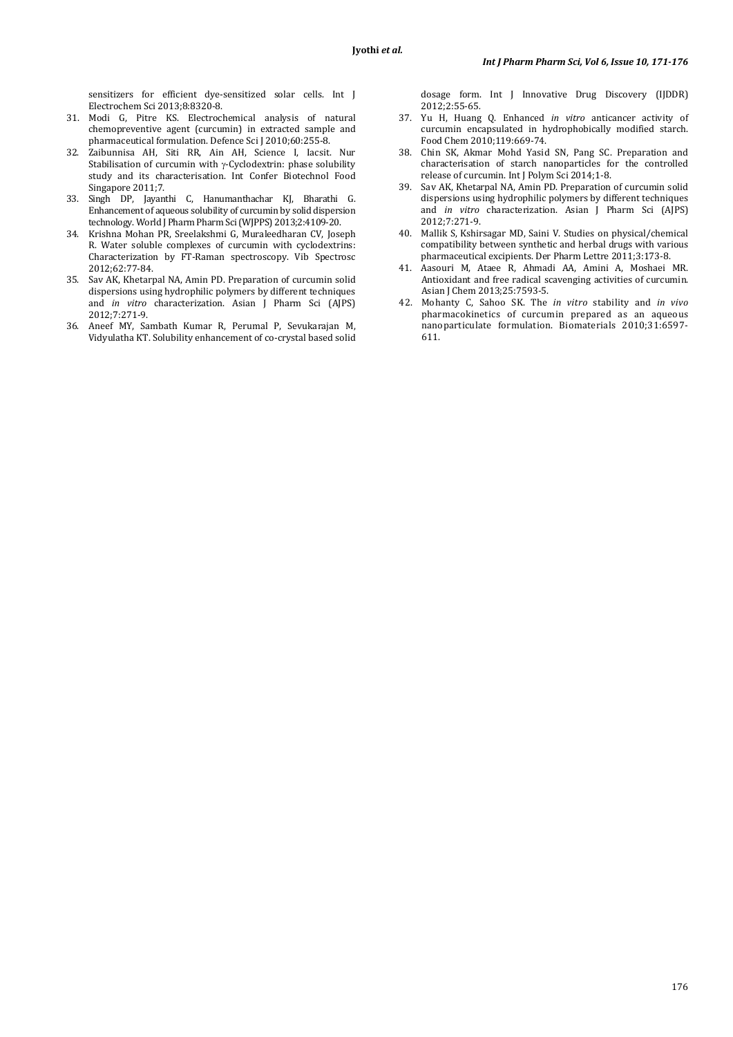sensitizers for efficient dye-sensitized solar cells. Int J Electrochem Sci 2013;8:8320-8.

31. Modi G, Pitre KS. Electrochemical analysis of natural chemopreventive agent (curcumin) in extracted sample and pharmaceutical formulation. Defence Sci J 2010;60:255-8.
32. Zaibunnisa AH, Siti RR, Ain AH, Science I, Iacsit. Nur Stabilisation of curcumin with γ-Cyclodextrin: phase solubility study and its characterisation. Int Confer Biotechnol Food Singapore 2011;7.
33. Singh DP, Jayanthi C, Hanumanthachar KJ, Bharathi G. Enhancement of aqueous solubility of curcumin by solid dispersion technology. World J Pharm Pharm Sci (WJPPS) 2013;2:4109-20.
34. Krishna Mohan PR, Sreelakshmi G, Muraleedharan CV, Joseph R. Water soluble complexes of curcumin with cyclodextrins: Characterization by FT-Raman spectroscopy. Vib Spectrosc 2012;62:77-84.
35. Sav AK, Khetarpal NA, Amin PD. Preparation of curcumin solid dispersions using hydrophilic polymers by different techniques and *in vitro* characterization. Asian J Pharm Sci (AJPS) 2012;7:271-9.
36. Aneef MY, Sambath Kumar R, Perumal P, Sevukarajan M, Vidyulatha KT. Solubility enhancement of co-crystal based solid dosage form. Int J Innovative Drug Discovery (IJDDR) 2012;2:55-65.
37. Yu H, Huang Q. Enhanced *in vitro* anticancer activity of curcumin encapsulated in hydrophobically modified starch. Food Chem 2010;119:669-74.
38. Chin SK, Akmar Mohd Yasid SN, Pang SC. Preparation and characterisation of starch nanoparticles for the controlled release of curcumin. Int J Polym Sci 2014;1-8.
39. Sav AK, Khetarpal NA, Amin PD. Preparation of curcumin solid dispersions using hydrophilic polymers by different techniques and *in vitro* characterization. Asian J Pharm Sci (AJPS) 2012;7:271-9.
40. Mallik S, Kshirsagar MD, Saini V. Studies on physical/chemical compatibility between synthetic and herbal drugs with various pharmaceutical excipients. Der Pharm Lettre 2011;3:173-8.
41. Aasouri M, Ataee R, Ahmadi AA, Amini A, Moshaei MR. Antioxidant and free radical scavenging activities of curcumin. Asian J Chem 2013;25:7593-5.
42. Mohanty C, Sahoo SK. The *in vitro* stability and *in vivo* pharmacokinetics of curcumin prepared as an aqueous nanoparticulate formulation. Biomaterials 2010;31:6597-611.